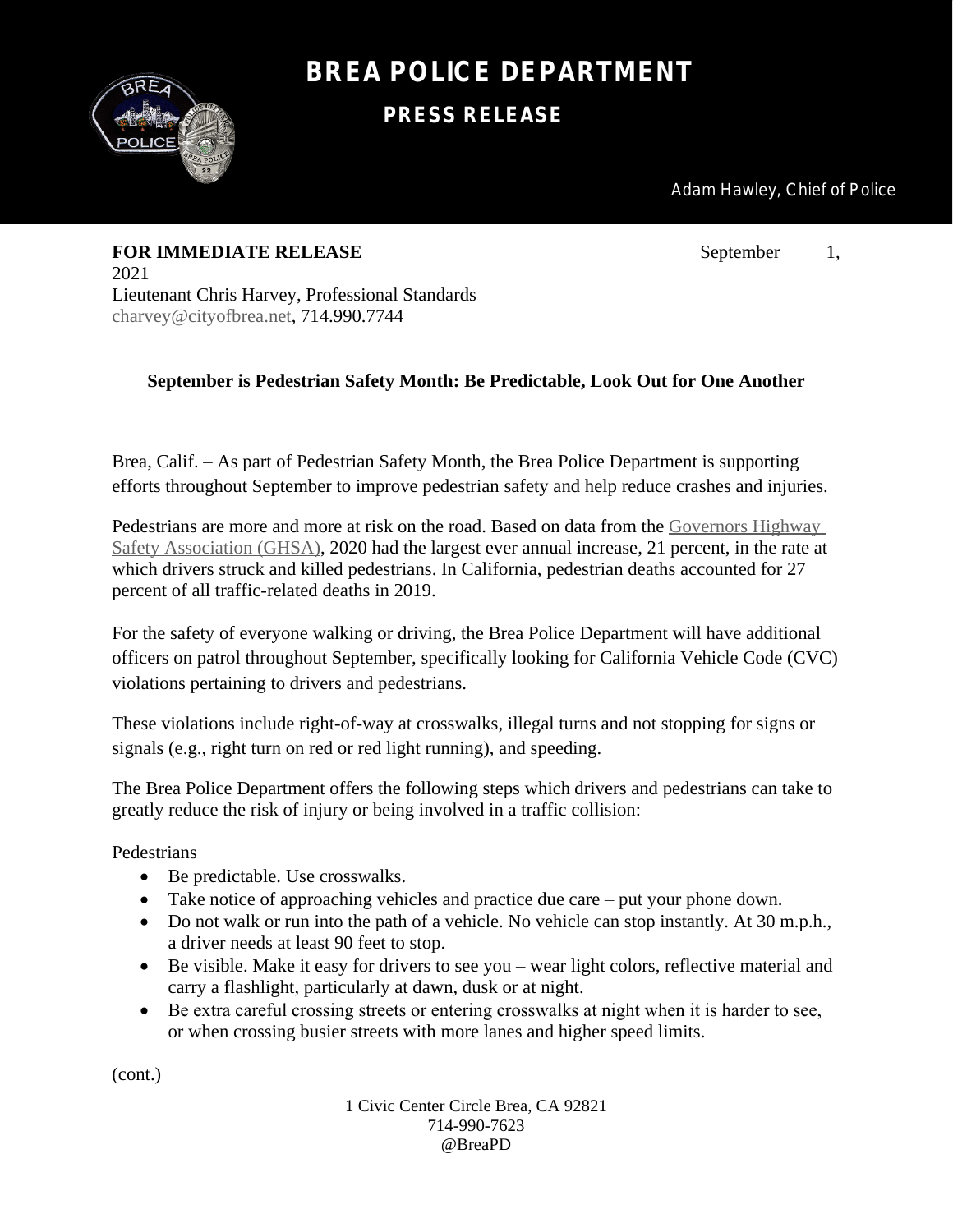# BREA POLICE DEPARTMENT

## PRESS RELEASE

Adam Hawley, Chief of Police

**FOR IMMEDIATE RELEASE** September 1, 2021

Lieutenant Chris Harvey, Professional Standards
charvey@cityofbrea.net, 714.990.7744

**September is Pedestrian Safety Month: Be Predictable, Look Out for One Another**

Brea, Calif. – As part of Pedestrian Safety Month, the Brea Police Department is supporting efforts throughout September to improve pedestrian safety and help reduce crashes and injuries.

Pedestrians are more and more at risk on the road. Based on data from the Governors Highway Safety Association (GHSA), 2020 had the largest ever annual increase, 21 percent, in the rate at which drivers struck and killed pedestrians. In California, pedestrian deaths accounted for 27 percent of all traffic-related deaths in 2019.

For the safety of everyone walking or driving, the Brea Police Department will have additional officers on patrol throughout September, specifically looking for California Vehicle Code (CVC) violations pertaining to drivers and pedestrians.

These violations include right-of-way at crosswalks, illegal turns and not stopping for signs or signals (e.g., right turn on red or red light running), and speeding.

The Brea Police Department offers the following steps which drivers and pedestrians can take to greatly reduce the risk of injury or being involved in a traffic collision:

Pedestrians

- Be predictable. Use crosswalks.
- Take notice of approaching vehicles and practice due care – put your phone down.
- Do not walk or run into the path of a vehicle. No vehicle can stop instantly. At 30 m.p.h., a driver needs at least 90 feet to stop.
- Be visible. Make it easy for drivers to see you – wear light colors, reflective material and carry a flashlight, particularly at dawn, dusk or at night.
- Be extra careful crossing streets or entering crosswalks at night when it is harder to see, or when crossing busier streets with more lanes and higher speed limits.

(cont.)

1 Civic Center Circle Brea, CA 92821
714-990-7623
@BreaPD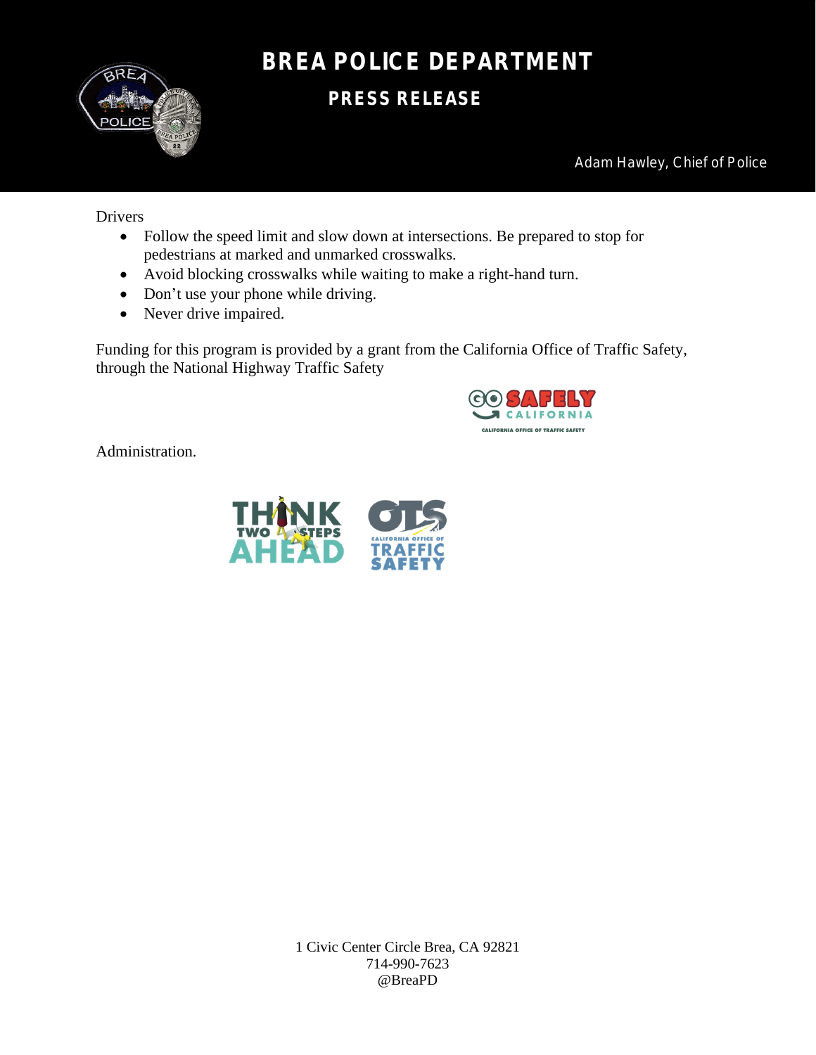Drivers

- Follow the speed limit and slow down at intersections. Be prepared to stop for pedestrians at marked and unmarked crosswalks.
- Avoid blocking crosswalks while waiting to make a right-hand turn.
- Don't use your phone while driving.
- Never drive impaired.

Funding for this program is provided by a grant from the California Office of Traffic Safety, through the National Highway Traffic Safety Administration.